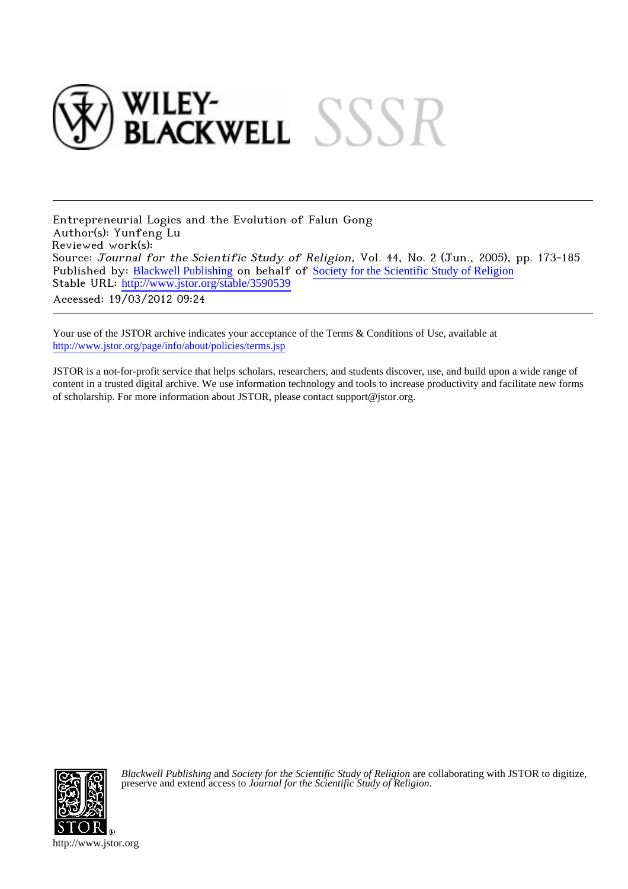Entrepreneurial Logics and the Evolution of Falun Gong
Author(s): Yunfeng Lu
Reviewed work(s):
Source: *Journal for the Scientific Study of Religion*, Vol. 44, No. 2 (Jun., 2005), pp. 173-185
Published by: Blackwell Publishing on behalf of Society for the Scientific Study of Religion
Stable URL: http://www.jstor.org/stable/3590539
Accessed: 19/03/2012 09:24

---

Your use of the JSTOR archive indicates your acceptance of the Terms & Conditions of Use, available at http://www.jstor.org/page/info/about/policies/terms.jsp

JSTOR is a not-for-profit service that helps scholars, researchers, and students discover, use, and build upon a wide range of content in a trusted digital archive. We use information technology and tools to increase productivity and facilitate new forms of scholarship. For more information about JSTOR, please contact support@jstor.org.

*Blackwell Publishing* and *Society for the Scientific Study of Religion* are collaborating with JSTOR to digitize, preserve and extend access to *Journal for the Scientific Study of Religion.*

http://www.jstor.org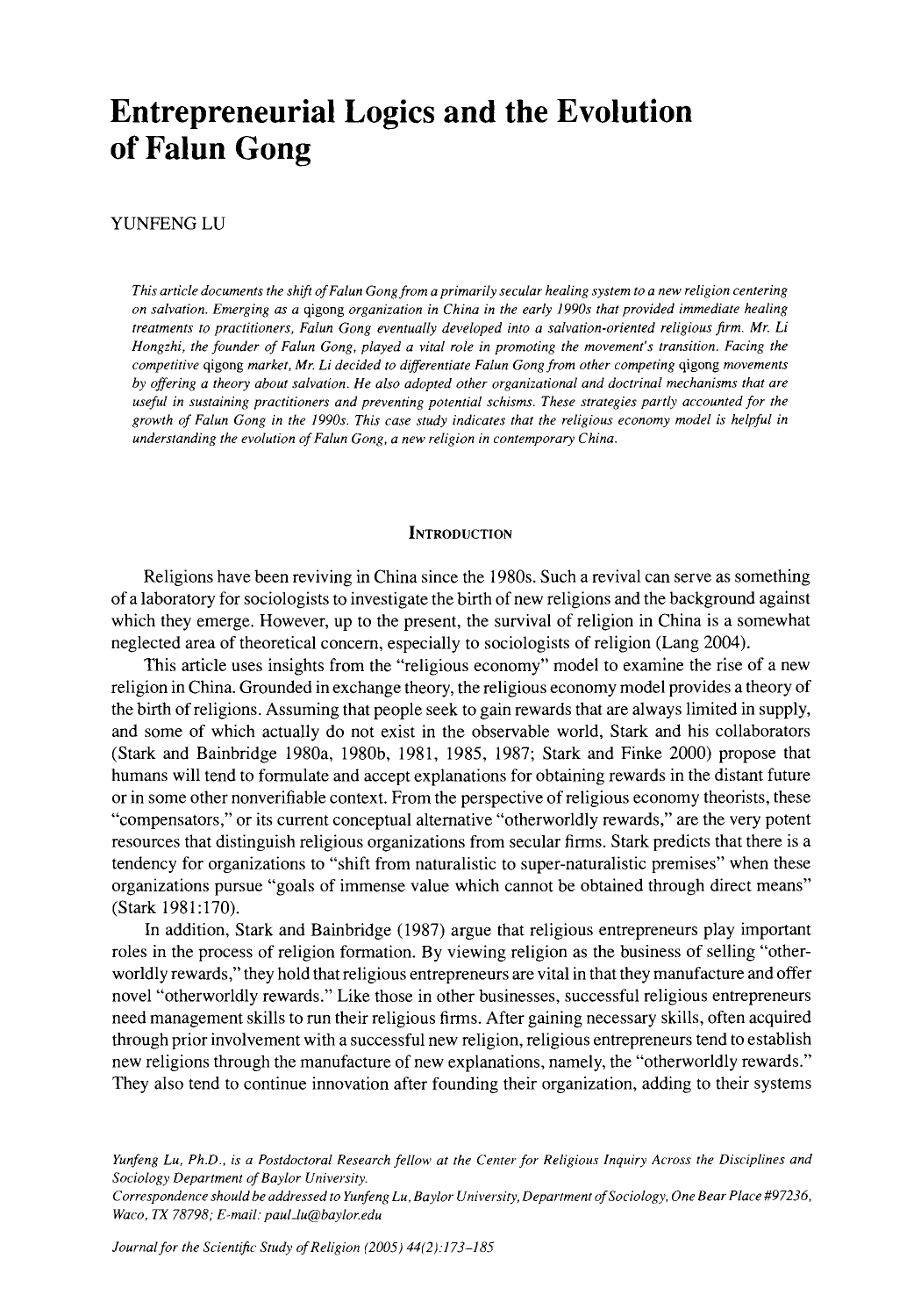# Entrepreneurial Logics and the Evolution of Falun Gong

YUNFENG LU

*This article documents the shift of Falun Gong from a primarily secular healing system to a new religion centering on salvation. Emerging as a* qigong *organization in China in the early 1990s that provided immediate healing treatments to practitioners, Falun Gong eventually developed into a salvation-oriented religious firm. Mr. Li Hongzhi, the founder of Falun Gong, played a vital role in promoting the movement's transition. Facing the competitive* qigong *market, Mr. Li decided to differentiate Falun Gong from other competing* qigong *movements by offering a theory about salvation. He also adopted other organizational and doctrinal mechanisms that are useful in sustaining practitioners and preventing potential schisms. These strategies partly accounted for the growth of Falun Gong in the 1990s. This case study indicates that the religious economy model is helpful in understanding the evolution of Falun Gong, a new religion in contemporary China.*

## Introduction

Religions have been reviving in China since the 1980s. Such a revival can serve as something of a laboratory for sociologists to investigate the birth of new religions and the background against which they emerge. However, up to the present, the survival of religion in China is a somewhat neglected area of theoretical concern, especially to sociologists of religion (Lang 2004).

This article uses insights from the "religious economy" model to examine the rise of a new religion in China. Grounded in exchange theory, the religious economy model provides a theory of the birth of religions. Assuming that people seek to gain rewards that are always limited in supply, and some of which actually do not exist in the observable world, Stark and his collaborators (Stark and Bainbridge 1980a, 1980b, 1981, 1985, 1987; Stark and Finke 2000) propose that humans will tend to formulate and accept explanations for obtaining rewards in the distant future or in some other nonverifiable context. From the perspective of religious economy theorists, these "compensators," or its current conceptual alternative "otherworldly rewards," are the very potent resources that distinguish religious organizations from secular firms. Stark predicts that there is a tendency for organizations to "shift from naturalistic to super-naturalistic premises" when these organizations pursue "goals of immense value which cannot be obtained through direct means" (Stark 1981:170).

In addition, Stark and Bainbridge (1987) argue that religious entrepreneurs play important roles in the process of religion formation. By viewing religion as the business of selling "otherworldly rewards," they hold that religious entrepreneurs are vital in that they manufacture and offer novel "otherworldly rewards." Like those in other businesses, successful religious entrepreneurs need management skills to run their religious firms. After gaining necessary skills, often acquired through prior involvement with a successful new religion, religious entrepreneurs tend to establish new religions through the manufacture of new explanations, namely, the "otherworldly rewards." They also tend to continue innovation after founding their organization, adding to their systems

*Yunfeng Lu, Ph.D., is a Postdoctoral Research fellow at the Center for Religious Inquiry Across the Disciplines and Sociology Department of Baylor University.*

*Correspondence should be addressed to Yunfeng Lu, Baylor University, Department of Sociology, One Bear Place #97236, Waco, TX 78798; E-mail: paul_lu@baylor.edu*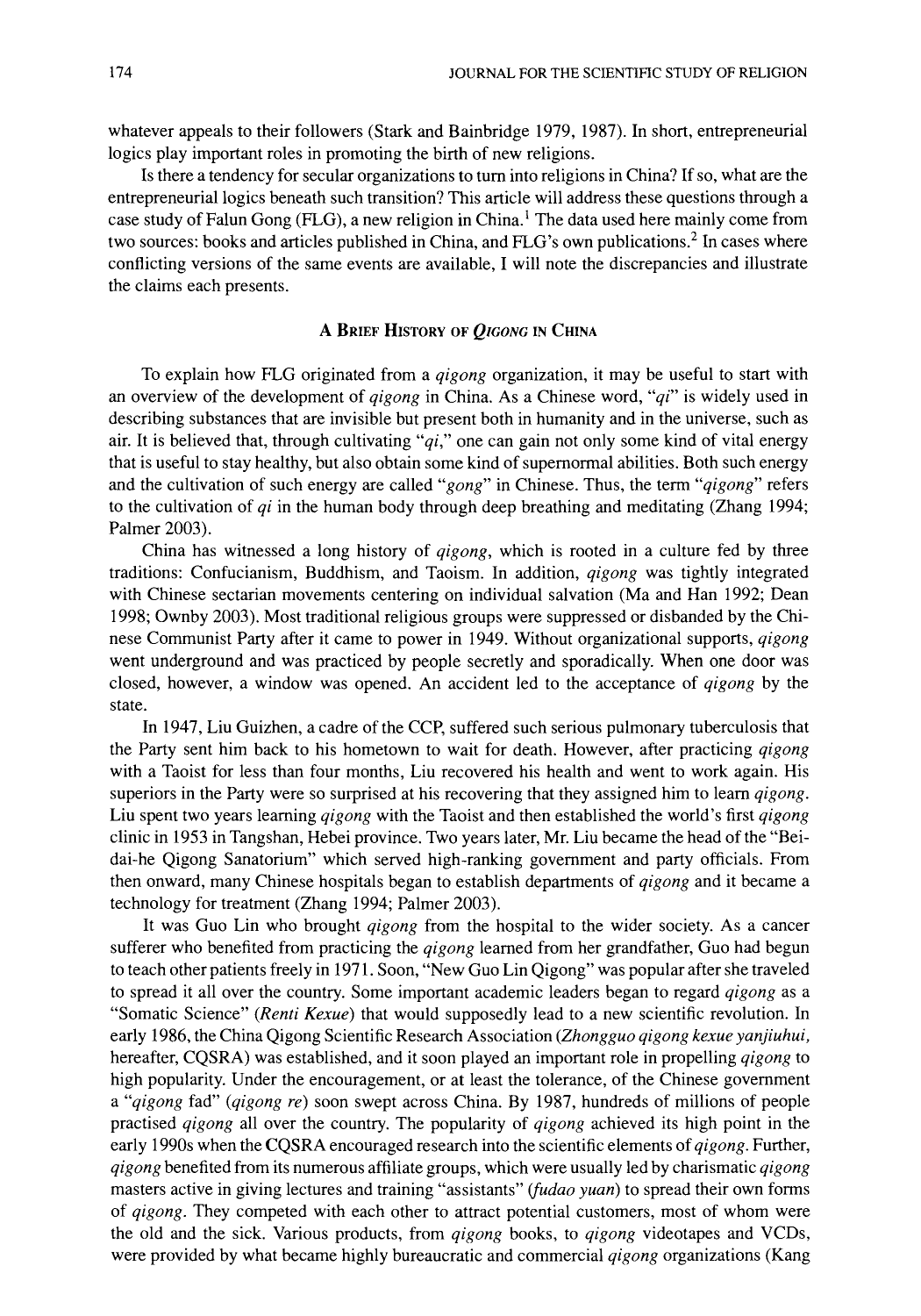whatever appeals to their followers (Stark and Bainbridge 1979, 1987). In short, entrepreneurial logics play important roles in promoting the birth of new religions.

Is there a tendency for secular organizations to turn into religions in China? If so, what are the entrepreneurial logics beneath such transition? This article will address these questions through a case study of Falun Gong (FLG), a new religion in China.[1] The data used here mainly come from two sources: books and articles published in China, and FLG's own publications.[2] In cases where conflicting versions of the same events are available, I will note the discrepancies and illustrate the claims each presents.

## A Brief History of *Qigong* in China

To explain how FLG originated from a *qigong* organization, it may be useful to start with an overview of the development of *qigong* in China. As a Chinese word, "*qi*" is widely used in describing substances that are invisible but present both in humanity and in the universe, such as air. It is believed that, through cultivating "*qi*," one can gain not only some kind of vital energy that is useful to stay healthy, but also obtain some kind of supernormal abilities. Both such energy and the cultivation of such energy are called "*gong*" in Chinese. Thus, the term "*qigong*" refers to the cultivation of *qi* in the human body through deep breathing and meditating (Zhang 1994; Palmer 2003).

China has witnessed a long history of *qigong*, which is rooted in a culture fed by three traditions: Confucianism, Buddhism, and Taoism. In addition, *qigong* was tightly integrated with Chinese sectarian movements centering on individual salvation (Ma and Han 1992; Dean 1998; Ownby 2003). Most traditional religious groups were suppressed or disbanded by the Chinese Communist Party after it came to power in 1949. Without organizational supports, *qigong* went underground and was practiced by people secretly and sporadically. When one door was closed, however, a window was opened. An accident led to the acceptance of *qigong* by the state.

In 1947, Liu Guizhen, a cadre of the CCP, suffered such serious pulmonary tuberculosis that the Party sent him back to his hometown to wait for death. However, after practicing *qigong* with a Taoist for less than four months, Liu recovered his health and went to work again. His superiors in the Party were so surprised at his recovering that they assigned him to learn *qigong*. Liu spent two years learning *qigong* with the Taoist and then established the world's first *qigong* clinic in 1953 in Tangshan, Hebei province. Two years later, Mr. Liu became the head of the "Bei-dai-he Qigong Sanatorium" which served high-ranking government and party officials. From then onward, many Chinese hospitals began to establish departments of *qigong* and it became a technology for treatment (Zhang 1994; Palmer 2003).

It was Guo Lin who brought *qigong* from the hospital to the wider society. As a cancer sufferer who benefited from practicing the *qigong* learned from her grandfather, Guo had begun to teach other patients freely in 1971. Soon, "New Guo Lin Qigong" was popular after she traveled to spread it all over the country. Some important academic leaders began to regard *qigong* as a "Somatic Science" (*Renti Kexue*) that would supposedly lead to a new scientific revolution. In early 1986, the China Qigong Scientific Research Association (*Zhongguo qigong kexue yanjiuhui*, hereafter, CQSRA) was established, and it soon played an important role in propelling *qigong* to high popularity. Under the encouragement, or at least the tolerance, of the Chinese government a "*qigong* fad" (*qigong re*) soon swept across China. By 1987, hundreds of millions of people practised *qigong* all over the country. The popularity of *qigong* achieved its high point in the early 1990s when the CQSRA encouraged research into the scientific elements of *qigong*. Further, *qigong* benefited from its numerous affiliate groups, which were usually led by charismatic *qigong* masters active in giving lectures and training "assistants" (*fudao yuan*) to spread their own forms of *qigong*. They competed with each other to attract potential customers, most of whom were the old and the sick. Various products, from *qigong* books, to *qigong* videotapes and VCDs, were provided by what became highly bureaucratic and commercial *qigong* organizations (Kang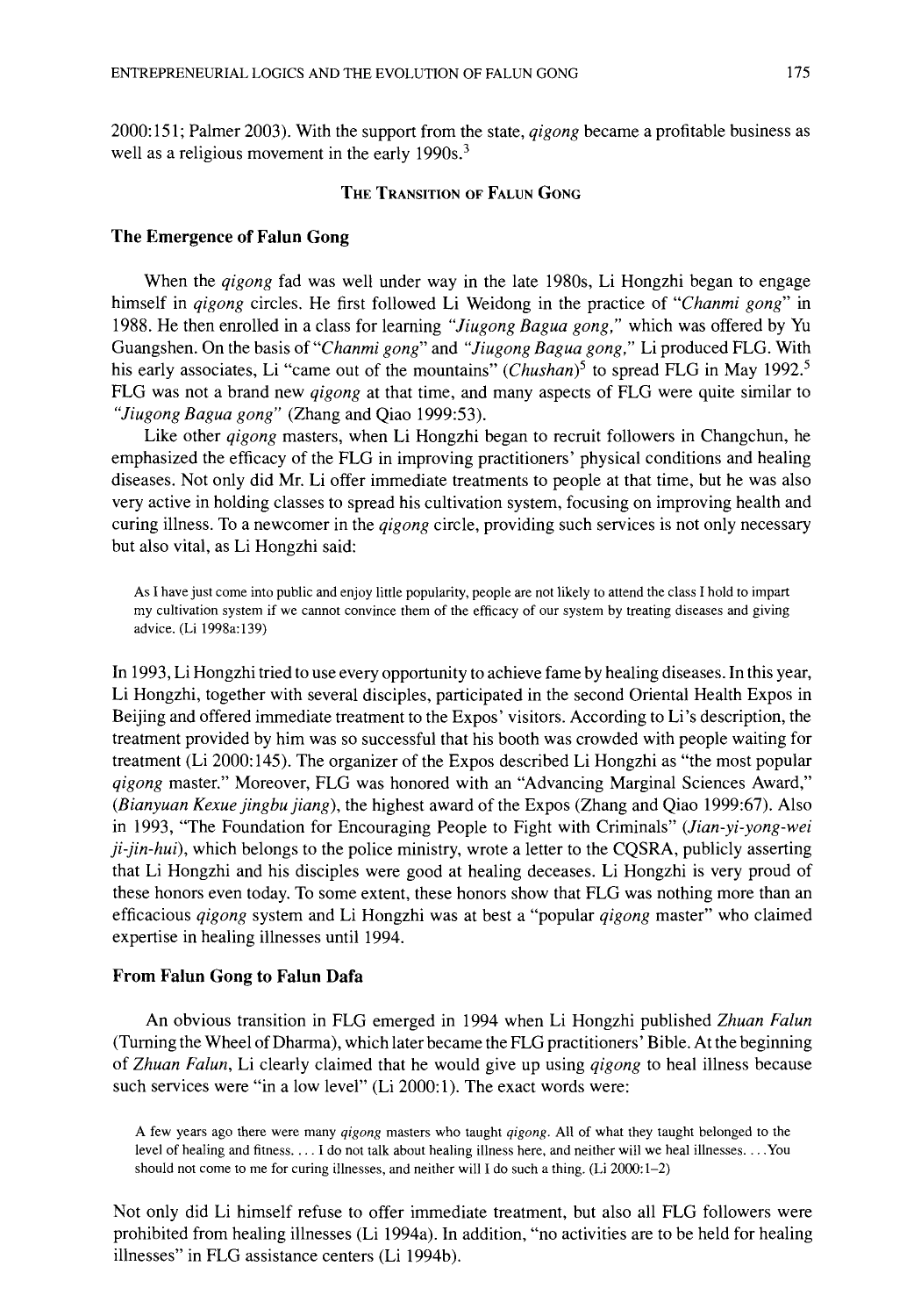2000:151; Palmer 2003). With the support from the state, *qigong* became a profitable business as well as a religious movement in the early 1990s.[3]

## The Transition of Falun Gong

### The Emergence of Falun Gong

When the *qigong* fad was well under way in the late 1980s, Li Hongzhi began to engage himself in *qigong* circles. He first followed Li Weidong in the practice of "*Chanmi gong*" in 1988. He then enrolled in a class for learning *"Jiugong Bagua gong,"* which was offered by Yu Guangshen. On the basis of "*Chanmi gong*" and *"Jiugong Bagua gong,"* Li produced FLG. With his early associates, Li "came out of the mountains" (*Chushan*)[5] to spread FLG in May 1992.[5] FLG was not a brand new *qigong* at that time, and many aspects of FLG were quite similar to *"Jiugong Bagua gong"* (Zhang and Qiao 1999:53).

Like other *qigong* masters, when Li Hongzhi began to recruit followers in Changchun, he emphasized the efficacy of the FLG in improving practitioners' physical conditions and healing diseases. Not only did Mr. Li offer immediate treatments to people at that time, but he was also very active in holding classes to spread his cultivation system, focusing on improving health and curing illness. To a newcomer in the *qigong* circle, providing such services is not only necessary but also vital, as Li Hongzhi said:

> As I have just come into public and enjoy little popularity, people are not likely to attend the class I hold to impart my cultivation system if we cannot convince them of the efficacy of our system by treating diseases and giving advice. (Li 1998a:139)

In 1993, Li Hongzhi tried to use every opportunity to achieve fame by healing diseases. In this year, Li Hongzhi, together with several disciples, participated in the second Oriental Health Expos in Beijing and offered immediate treatment to the Expos' visitors. According to Li's description, the treatment provided by him was so successful that his booth was crowded with people waiting for treatment (Li 2000:145). The organizer of the Expos described Li Hongzhi as "the most popular *qigong* master." Moreover, FLG was honored with an "Advancing Marginal Sciences Award," (*Bianyuan Kexue jingbu jiang*), the highest award of the Expos (Zhang and Qiao 1999:67). Also in 1993, "The Foundation for Encouraging People to Fight with Criminals" (*Jian-yi-yong-wei ji-jin-hui*), which belongs to the police ministry, wrote a letter to the CQSRA, publicly asserting that Li Hongzhi and his disciples were good at healing deceases. Li Hongzhi is very proud of these honors even today. To some extent, these honors show that FLG was nothing more than an efficacious *qigong* system and Li Hongzhi was at best a "popular *qigong* master" who claimed expertise in healing illnesses until 1994.

### From Falun Gong to Falun Dafa

An obvious transition in FLG emerged in 1994 when Li Hongzhi published *Zhuan Falun* (Turning the Wheel of Dharma), which later became the FLG practitioners' Bible. At the beginning of *Zhuan Falun*, Li clearly claimed that he would give up using *qigong* to heal illness because such services were "in a low level" (Li 2000:1). The exact words were:

> A few years ago there were many *qigong* masters who taught *qigong*. All of what they taught belonged to the level of healing and fitness. . . . I do not talk about healing illness here, and neither will we heal illnesses. . . . You should not come to me for curing illnesses, and neither will I do such a thing. (Li 2000:1–2)

Not only did Li himself refuse to offer immediate treatment, but also all FLG followers were prohibited from healing illnesses (Li 1994a). In addition, "no activities are to be held for healing illnesses" in FLG assistance centers (Li 1994b).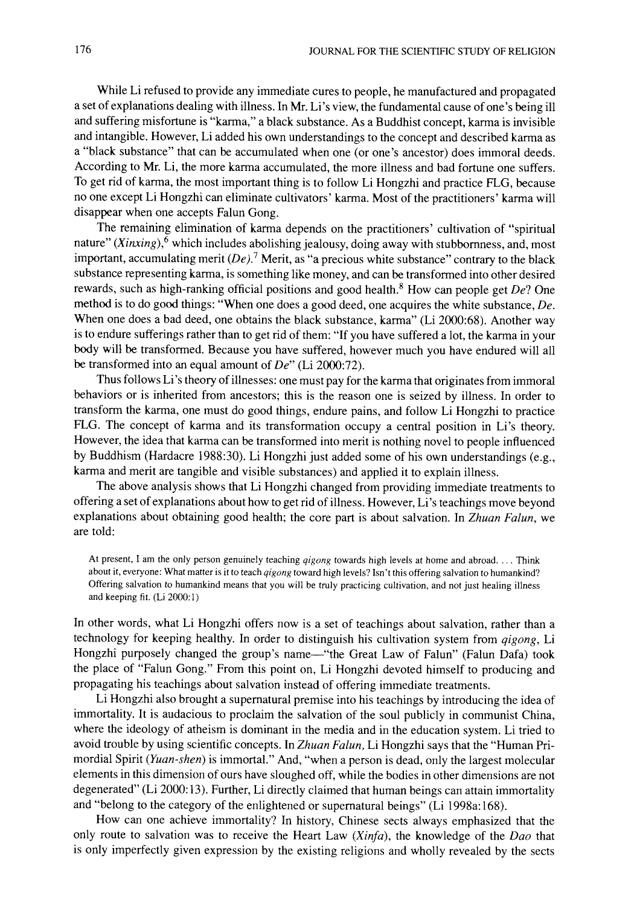While Li refused to provide any immediate cures to people, he manufactured and propagated a set of explanations dealing with illness. In Mr. Li's view, the fundamental cause of one's being ill and suffering misfortune is "karma," a black substance. As a Buddhist concept, karma is invisible and intangible. However, Li added his own understandings to the concept and described karma as a "black substance" that can be accumulated when one (or one's ancestor) does immoral deeds. According to Mr. Li, the more karma accumulated, the more illness and bad fortune one suffers. To get rid of karma, the most important thing is to follow Li Hongzhi and practice FLG, because no one except Li Hongzhi can eliminate cultivators' karma. Most of the practitioners' karma will disappear when one accepts Falun Gong.

The remaining elimination of karma depends on the practitioners' cultivation of "spiritual nature" (*Xinxing*),[6] which includes abolishing jealousy, doing away with stubbornness, and, most important, accumulating merit (*De*).[7] Merit, as "a precious white substance" contrary to the black substance representing karma, is something like money, and can be transformed into other desired rewards, such as high-ranking official positions and good health.[8] How can people get *De*? One method is to do good things: "When one does a good deed, one acquires the white substance, *De*. When one does a bad deed, one obtains the black substance, karma" (Li 2000:68). Another way is to endure sufferings rather than to get rid of them: "If you have suffered a lot, the karma in your body will be transformed. Because you have suffered, however much you have endured will all be transformed into an equal amount of *De*" (Li 2000:72).

Thus follows Li's theory of illnesses: one must pay for the karma that originates from immoral behaviors or is inherited from ancestors; this is the reason one is seized by illness. In order to transform the karma, one must do good things, endure pains, and follow Li Hongzhi to practice FLG. The concept of karma and its transformation occupy a central position in Li's theory. However, the idea that karma can be transformed into merit is nothing novel to people influenced by Buddhism (Hardacre 1988:30). Li Hongzhi just added some of his own understandings (e.g., karma and merit are tangible and visible substances) and applied it to explain illness.

The above analysis shows that Li Hongzhi changed from providing immediate treatments to offering a set of explanations about how to get rid of illness. However, Li's teachings move beyond explanations about obtaining good health; the core part is about salvation. In *Zhuan Falun*, we are told:

> At present, I am the only person genuinely teaching *qigong* towards high levels at home and abroad. . . . Think about it, everyone: What matter is it to teach *qigong* toward high levels? Isn't this offering salvation to humankind? Offering salvation to humankind means that you will be truly practicing cultivation, and not just healing illness and keeping fit. (Li 2000:1)

In other words, what Li Hongzhi offers now is a set of teachings about salvation, rather than a technology for keeping healthy. In order to distinguish his cultivation system from *qigong*, Li Hongzhi purposely changed the group's name—"the Great Law of Falun" (Falun Dafa) took the place of "Falun Gong." From this point on, Li Hongzhi devoted himself to producing and propagating his teachings about salvation instead of offering immediate treatments.

Li Hongzhi also brought a supernatural premise into his teachings by introducing the idea of immortality. It is audacious to proclaim the salvation of the soul publicly in communist China, where the ideology of atheism is dominant in the media and in the education system. Li tried to avoid trouble by using scientific concepts. In *Zhuan Falun*, Li Hongzhi says that the "Human Primordial Spirit (*Yuan-shen*) is immortal." And, "when a person is dead, only the largest molecular elements in this dimension of ours have sloughed off, while the bodies in other dimensions are not degenerated" (Li 2000:13). Further, Li directly claimed that human beings can attain immortality and "belong to the category of the enlightened or supernatural beings" (Li 1998a:168).

How can one achieve immortality? In history, Chinese sects always emphasized that the only route to salvation was to receive the Heart Law (*Xinfa*), the knowledge of the *Dao* that is only imperfectly given expression by the existing religions and wholly revealed by the sects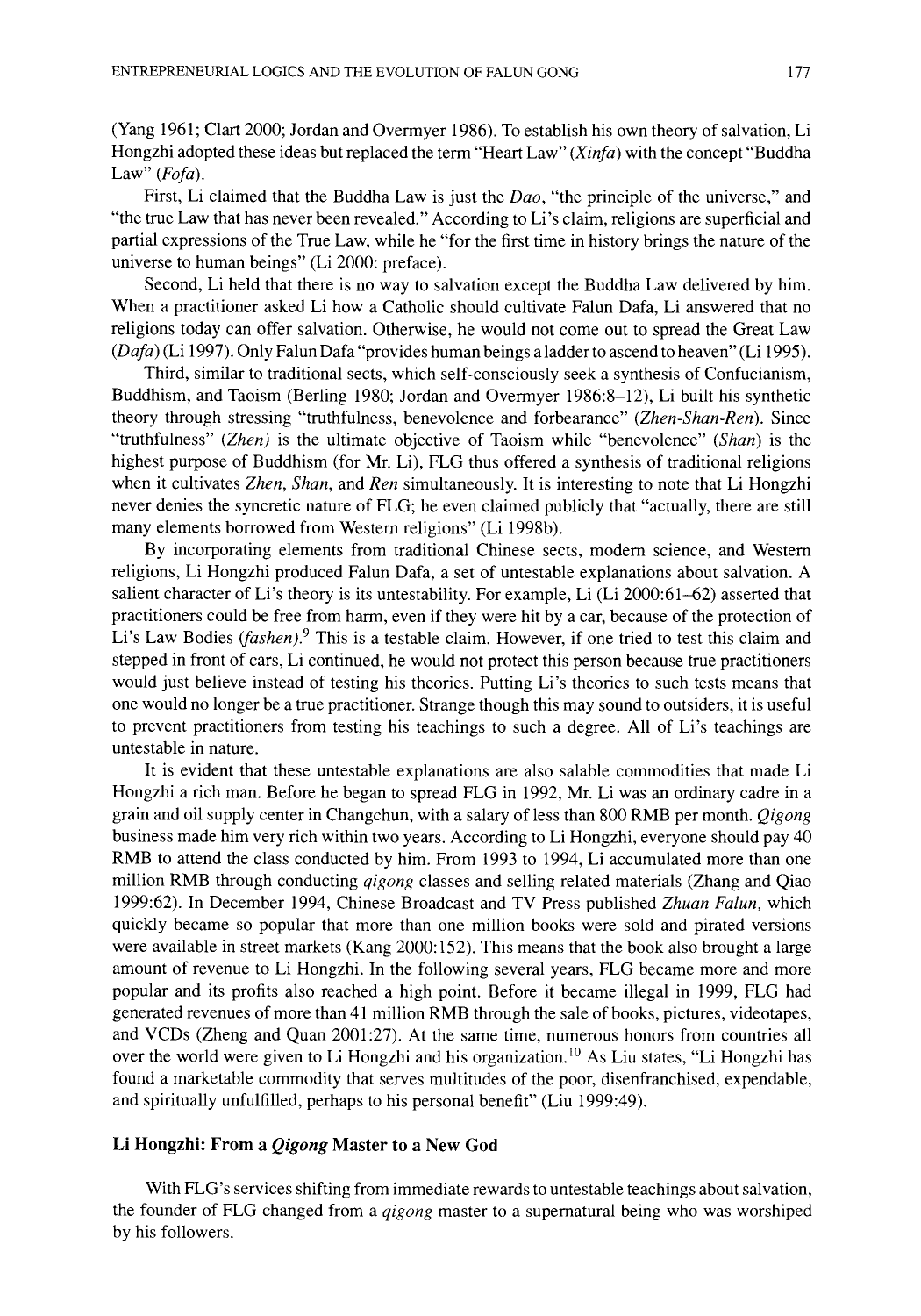(Yang 1961; Clart 2000; Jordan and Overmyer 1986). To establish his own theory of salvation, Li Hongzhi adopted these ideas but replaced the term "Heart Law" (*Xinfa*) with the concept "Buddha Law" (*Fofa*).

First, Li claimed that the Buddha Law is just the *Dao*, "the principle of the universe," and "the true Law that has never been revealed." According to Li's claim, religions are superficial and partial expressions of the True Law, while he "for the first time in history brings the nature of the universe to human beings" (Li 2000: preface).

Second, Li held that there is no way to salvation except the Buddha Law delivered by him. When a practitioner asked Li how a Catholic should cultivate Falun Dafa, Li answered that no religions today can offer salvation. Otherwise, he would not come out to spread the Great Law (*Dafa*) (Li 1997). Only Falun Dafa "provides human beings a ladder to ascend to heaven" (Li 1995).

Third, similar to traditional sects, which self-consciously seek a synthesis of Confucianism, Buddhism, and Taoism (Berling 1980; Jordan and Overmyer 1986:8–12), Li built his synthetic theory through stressing "truthfulness, benevolence and forbearance" (*Zhen-Shan-Ren*). Since "truthfulness" (*Zhen*) is the ultimate objective of Taoism while "benevolence" (*Shan*) is the highest purpose of Buddhism (for Mr. Li), FLG thus offered a synthesis of traditional religions when it cultivates *Zhen*, *Shan*, and *Ren* simultaneously. It is interesting to note that Li Hongzhi never denies the syncretic nature of FLG; he even claimed publicly that "actually, there are still many elements borrowed from Western religions" (Li 1998b).

By incorporating elements from traditional Chinese sects, modern science, and Western religions, Li Hongzhi produced Falun Dafa, a set of untestable explanations about salvation. A salient character of Li's theory is its untestability. For example, Li (Li 2000:61–62) asserted that practitioners could be free from harm, even if they were hit by a car, because of the protection of Li's Law Bodies (*fashen*).[9] This is a testable claim. However, if one tried to test this claim and stepped in front of cars, Li continued, he would not protect this person because true practitioners would just believe instead of testing his theories. Putting Li's theories to such tests means that one would no longer be a true practitioner. Strange though this may sound to outsiders, it is useful to prevent practitioners from testing his teachings to such a degree. All of Li's teachings are untestable in nature.

It is evident that these untestable explanations are also salable commodities that made Li Hongzhi a rich man. Before he began to spread FLG in 1992, Mr. Li was an ordinary cadre in a grain and oil supply center in Changchun, with a salary of less than 800 RMB per month. *Qigong* business made him very rich within two years. According to Li Hongzhi, everyone should pay 40 RMB to attend the class conducted by him. From 1993 to 1994, Li accumulated more than one million RMB through conducting *qigong* classes and selling related materials (Zhang and Qiao 1999:62). In December 1994, Chinese Broadcast and TV Press published *Zhuan Falun*, which quickly became so popular that more than one million books were sold and pirated versions were available in street markets (Kang 2000:152). This means that the book also brought a large amount of revenue to Li Hongzhi. In the following several years, FLG became more and more popular and its profits also reached a high point. Before it became illegal in 1999, FLG had generated revenues of more than 41 million RMB through the sale of books, pictures, videotapes, and VCDs (Zheng and Quan 2001:27). At the same time, numerous honors from countries all over the world were given to Li Hongzhi and his organization.[10] As Liu states, "Li Hongzhi has found a marketable commodity that serves multitudes of the poor, disenfranchised, expendable, and spiritually unfulfilled, perhaps to his personal benefit" (Liu 1999:49).

### Li Hongzhi: From a *Qigong* Master to a New God

With FLG's services shifting from immediate rewards to untestable teachings about salvation, the founder of FLG changed from a *qigong* master to a supernatural being who was worshiped by his followers.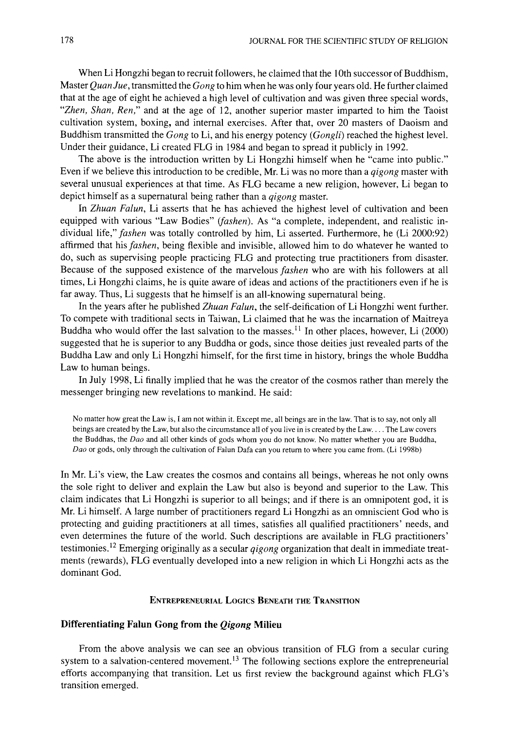When Li Hongzhi began to recruit followers, he claimed that the 10th successor of Buddhism, Master *Quan Jue*, transmitted the *Gong* to him when he was only four years old. He further claimed that at the age of eight he achieved a high level of cultivation and was given three special words, *"Zhen, Shan, Ren,"* and at the age of 12, another superior master imparted to him the Taoist cultivation system, boxing, and internal exercises. After that, over 20 masters of Daoism and Buddhism transmitted the *Gong* to Li, and his energy potency (*Gongli*) reached the highest level. Under their guidance, Li created FLG in 1984 and began to spread it publicly in 1992.

The above is the introduction written by Li Hongzhi himself when he "came into public." Even if we believe this introduction to be credible, Mr. Li was no more than a *qigong* master with several unusual experiences at that time. As FLG became a new religion, however, Li began to depict himself as a supernatural being rather than a *qigong* master.

In *Zhuan Falun*, Li asserts that he has achieved the highest level of cultivation and been equipped with various "Law Bodies" (*fashen*). As "a complete, independent, and realistic individual life," *fashen* was totally controlled by him, Li asserted. Furthermore, he (Li 2000:92) affirmed that his *fashen*, being flexible and invisible, allowed him to do whatever he wanted to do, such as supervising people practicing FLG and protecting true practitioners from disaster. Because of the supposed existence of the marvelous *fashen* who are with his followers at all times, Li Hongzhi claims, he is quite aware of ideas and actions of the practitioners even if he is far away. Thus, Li suggests that he himself is an all-knowing supernatural being.

In the years after he published *Zhuan Falun*, the self-deification of Li Hongzhi went further. To compete with traditional sects in Taiwan, Li claimed that he was the incarnation of Maitreya Buddha who would offer the last salvation to the masses.[11] In other places, however, Li (2000) suggested that he is superior to any Buddha or gods, since those deities just revealed parts of the Buddha Law and only Li Hongzhi himself, for the first time in history, brings the whole Buddha Law to human beings.

In July 1998, Li finally implied that he was the creator of the cosmos rather than merely the messenger bringing new revelations to mankind. He said:

> No matter how great the Law is, I am not within it. Except me, all beings are in the law. That is to say, not only all beings are created by the Law, but also the circumstance all of you live in is created by the Law. . . . The Law covers the Buddhas, the *Dao* and all other kinds of gods whom you do not know. No matter whether you are Buddha, *Dao* or gods, only through the cultivation of Falun Dafa can you return to where you came from. (Li 1998b)

In Mr. Li's view, the Law creates the cosmos and contains all beings, whereas he not only owns the sole right to deliver and explain the Law but also is beyond and superior to the Law. This claim indicates that Li Hongzhi is superior to all beings; and if there is an omnipotent god, it is Mr. Li himself. A large number of practitioners regard Li Hongzhi as an omniscient God who is protecting and guiding practitioners at all times, satisfies all qualified practitioners' needs, and even determines the future of the world. Such descriptions are available in FLG practitioners' testimonies.[12] Emerging originally as a secular *qigong* organization that dealt in immediate treatments (rewards), FLG eventually developed into a new religion in which Li Hongzhi acts as the dominant God.

## Entrepreneurial Logics Beneath the Transition

### Differentiating Falun Gong from the *Qigong* Milieu

From the above analysis we can see an obvious transition of FLG from a secular curing system to a salvation-centered movement.[13] The following sections explore the entrepreneurial efforts accompanying that transition. Let us first review the background against which FLG's transition emerged.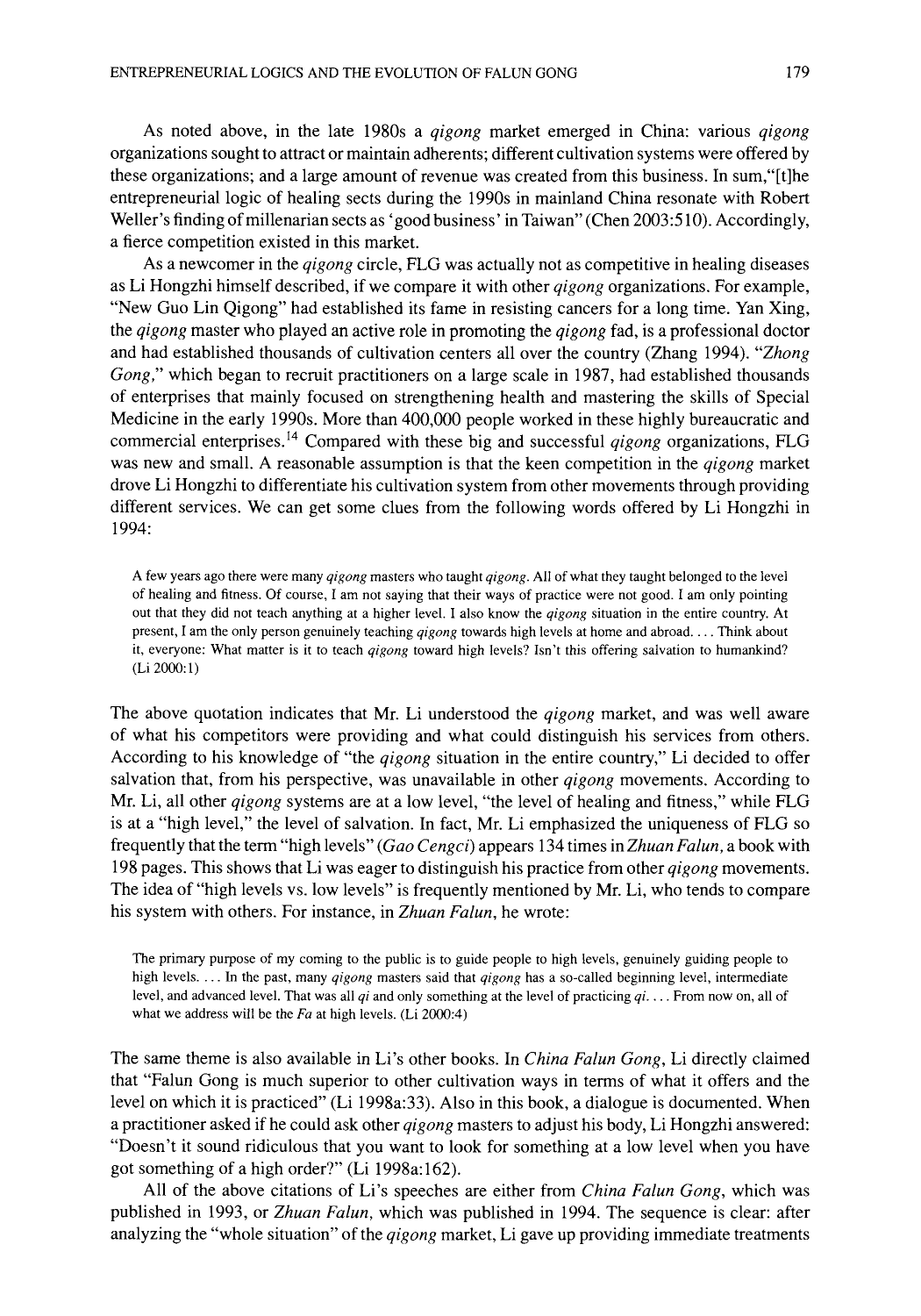As noted above, in the late 1980s a *qigong* market emerged in China: various *qigong* organizations sought to attract or maintain adherents; different cultivation systems were offered by these organizations; and a large amount of revenue was created from this business. In sum,"[t]he entrepreneurial logic of healing sects during the 1990s in mainland China resonate with Robert Weller's finding of millenarian sects as 'good business' in Taiwan" (Chen 2003:510). Accordingly, a fierce competition existed in this market.

As a newcomer in the *qigong* circle, FLG was actually not as competitive in healing diseases as Li Hongzhi himself described, if we compare it with other *qigong* organizations. For example, "New Guo Lin Qigong" had established its fame in resisting cancers for a long time. Yan Xing, the *qigong* master who played an active role in promoting the *qigong* fad, is a professional doctor and had established thousands of cultivation centers all over the country (Zhang 1994). "*Zhong Gong*," which began to recruit practitioners on a large scale in 1987, had established thousands of enterprises that mainly focused on strengthening health and mastering the skills of Special Medicine in the early 1990s. More than 400,000 people worked in these highly bureaucratic and commercial enterprises.[14] Compared with these big and successful *qigong* organizations, FLG was new and small. A reasonable assumption is that the keen competition in the *qigong* market drove Li Hongzhi to differentiate his cultivation system from other movements through providing different services. We can get some clues from the following words offered by Li Hongzhi in 1994:

> A few years ago there were many *qigong* masters who taught *qigong*. All of what they taught belonged to the level of healing and fitness. Of course, I am not saying that their ways of practice were not good. I am only pointing out that they did not teach anything at a higher level. I also know the *qigong* situation in the entire country. At present, I am the only person genuinely teaching *qigong* towards high levels at home and abroad. . . . Think about it, everyone: What matter is it to teach *qigong* toward high levels? Isn't this offering salvation to humankind? (Li 2000:1)

The above quotation indicates that Mr. Li understood the *qigong* market, and was well aware of what his competitors were providing and what could distinguish his services from others. According to his knowledge of "the *qigong* situation in the entire country," Li decided to offer salvation that, from his perspective, was unavailable in other *qigong* movements. According to Mr. Li, all other *qigong* systems are at a low level, "the level of healing and fitness," while FLG is at a "high level," the level of salvation. In fact, Mr. Li emphasized the uniqueness of FLG so frequently that the term "high levels" (*Gao Cengci*) appears 134 times in *Zhuan Falun*, a book with 198 pages. This shows that Li was eager to distinguish his practice from other *qigong* movements. The idea of "high levels vs. low levels" is frequently mentioned by Mr. Li, who tends to compare his system with others. For instance, in *Zhuan Falun*, he wrote:

> The primary purpose of my coming to the public is to guide people to high levels, genuinely guiding people to high levels. . . . In the past, many *qigong* masters said that *qigong* has a so-called beginning level, intermediate level, and advanced level. That was all *qi* and only something at the level of practicing *qi*. . . . From now on, all of what we address will be the *Fa* at high levels. (Li 2000:4)

The same theme is also available in Li's other books. In *China Falun Gong*, Li directly claimed that "Falun Gong is much superior to other cultivation ways in terms of what it offers and the level on which it is practiced" (Li 1998a:33). Also in this book, a dialogue is documented. When a practitioner asked if he could ask other *qigong* masters to adjust his body, Li Hongzhi answered: "Doesn't it sound ridiculous that you want to look for something at a low level when you have got something of a high order?" (Li 1998a:162).

All of the above citations of Li's speeches are either from *China Falun Gong*, which was published in 1993, or *Zhuan Falun*, which was published in 1994. The sequence is clear: after analyzing the "whole situation" of the *qigong* market, Li gave up providing immediate treatments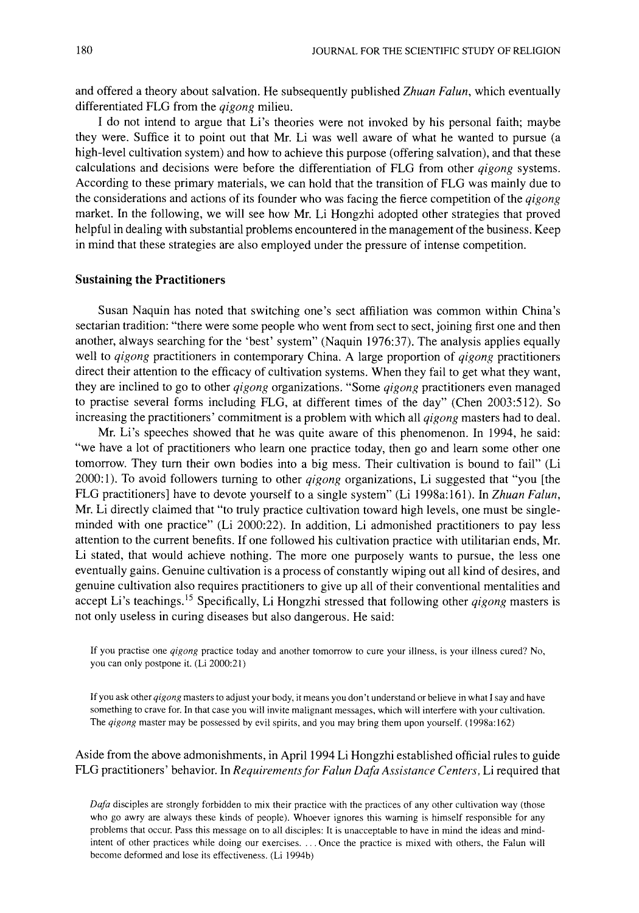and offered a theory about salvation. He subsequently published *Zhuan Falun*, which eventually differentiated FLG from the *qigong* milieu.

I do not intend to argue that Li's theories were not invoked by his personal faith; maybe they were. Suffice it to point out that Mr. Li was well aware of what he wanted to pursue (a high-level cultivation system) and how to achieve this purpose (offering salvation), and that these calculations and decisions were before the differentiation of FLG from other *qigong* systems. According to these primary materials, we can hold that the transition of FLG was mainly due to the considerations and actions of its founder who was facing the fierce competition of the *qigong* market. In the following, we will see how Mr. Li Hongzhi adopted other strategies that proved helpful in dealing with substantial problems encountered in the management of the business. Keep in mind that these strategies are also employed under the pressure of intense competition.

### Sustaining the Practitioners

Susan Naquin has noted that switching one's sect affiliation was common within China's sectarian tradition: "there were some people who went from sect to sect, joining first one and then another, always searching for the 'best' system" (Naquin 1976:37). The analysis applies equally well to *qigong* practitioners in contemporary China. A large proportion of *qigong* practitioners direct their attention to the efficacy of cultivation systems. When they fail to get what they want, they are inclined to go to other *qigong* organizations. "Some *qigong* practitioners even managed to practise several forms including FLG, at different times of the day" (Chen 2003:512). So increasing the practitioners' commitment is a problem with which all *qigong* masters had to deal.

Mr. Li's speeches showed that he was quite aware of this phenomenon. In 1994, he said: "we have a lot of practitioners who learn one practice today, then go and learn some other one tomorrow. They turn their own bodies into a big mess. Their cultivation is bound to fail" (Li 2000:1). To avoid followers turning to other *qigong* organizations, Li suggested that "you [the FLG practitioners] have to devote yourself to a single system" (Li 1998a:161). In *Zhuan Falun*, Mr. Li directly claimed that "to truly practice cultivation toward high levels, one must be single-minded with one practice" (Li 2000:22). In addition, Li admonished practitioners to pay less attention to the current benefits. If one followed his cultivation practice with utilitarian ends, Mr. Li stated, that would achieve nothing. The more one purposely wants to pursue, the less one eventually gains. Genuine cultivation is a process of constantly wiping out all kind of desires, and genuine cultivation also requires practitioners to give up all of their conventional mentalities and accept Li's teachings.[15] Specifically, Li Hongzhi stressed that following other *qigong* masters is not only useless in curing diseases but also dangerous. He said:

> If you practise one *qigong* practice today and another tomorrow to cure your illness, is your illness cured? No, you can only postpone it. (Li 2000:21)

> If you ask other *qigong* masters to adjust your body, it means you don't understand or believe in what I say and have something to crave for. In that case you will invite malignant messages, which will interfere with your cultivation. The *qigong* master may be possessed by evil spirits, and you may bring them upon yourself. (1998a:162)

Aside from the above admonishments, in April 1994 Li Hongzhi established official rules to guide FLG practitioners' behavior. In *Requirements for Falun Dafa Assistance Centers*, Li required that

> *Dafa* disciples are strongly forbidden to mix their practice with the practices of any other cultivation way (those who go awry are always these kinds of people). Whoever ignores this warning is himself responsible for any problems that occur. Pass this message on to all disciples: It is unacceptable to have in mind the ideas and mind-intent of other practices while doing our exercises. ... Once the practice is mixed with others, the Falun will become deformed and lose its effectiveness. (Li 1994b)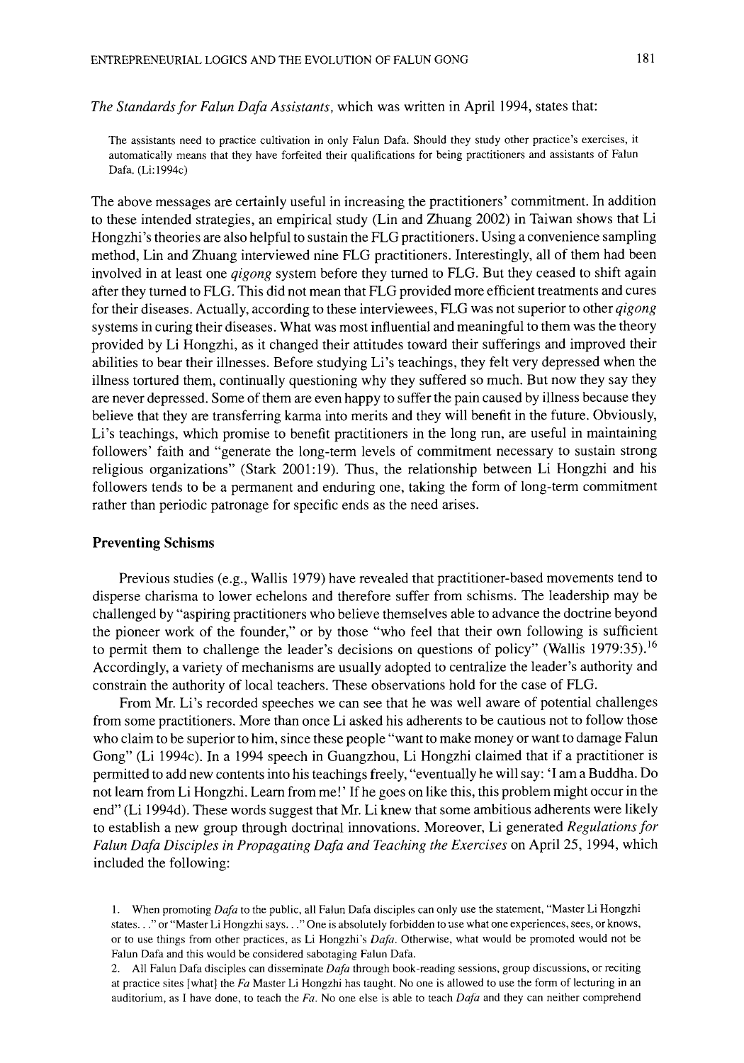*The Standards for Falun Dafa Assistants*, which was written in April 1994, states that:

> The assistants need to practice cultivation in only Falun Dafa. Should they study other practice's exercises, it automatically means that they have forfeited their qualifications for being practitioners and assistants of Falun Dafa. (Li:1994c)

The above messages are certainly useful in increasing the practitioners' commitment. In addition to these intended strategies, an empirical study (Lin and Zhuang 2002) in Taiwan shows that Li Hongzhi's theories are also helpful to sustain the FLG practitioners. Using a convenience sampling method, Lin and Zhuang interviewed nine FLG practitioners. Interestingly, all of them had been involved in at least one *qigong* system before they turned to FLG. But they ceased to shift again after they turned to FLG. This did not mean that FLG provided more efficient treatments and cures for their diseases. Actually, according to these interviewees, FLG was not superior to other *qigong* systems in curing their diseases. What was most influential and meaningful to them was the theory provided by Li Hongzhi, as it changed their attitudes toward their sufferings and improved their abilities to bear their illnesses. Before studying Li's teachings, they felt very depressed when the illness tortured them, continually questioning why they suffered so much. But now they say they are never depressed. Some of them are even happy to suffer the pain caused by illness because they believe that they are transferring karma into merits and they will benefit in the future. Obviously, Li's teachings, which promise to benefit practitioners in the long run, are useful in maintaining followers' faith and "generate the long-term levels of commitment necessary to sustain strong religious organizations" (Stark 2001:19). Thus, the relationship between Li Hongzhi and his followers tends to be a permanent and enduring one, taking the form of long-term commitment rather than periodic patronage for specific ends as the need arises.

## Preventing Schisms

Previous studies (e.g., Wallis 1979) have revealed that practitioner-based movements tend to disperse charisma to lower echelons and therefore suffer from schisms. The leadership may be challenged by "aspiring practitioners who believe themselves able to advance the doctrine beyond the pioneer work of the founder," or by those "who feel that their own following is sufficient to permit them to challenge the leader's decisions on questions of policy" (Wallis 1979:35).[16] Accordingly, a variety of mechanisms are usually adopted to centralize the leader's authority and constrain the authority of local teachers. These observations hold for the case of FLG.

From Mr. Li's recorded speeches we can see that he was well aware of potential challenges from some practitioners. More than once Li asked his adherents to be cautious not to follow those who claim to be superior to him, since these people "want to make money or want to damage Falun Gong" (Li 1994c). In a 1994 speech in Guangzhou, Li Hongzhi claimed that if a practitioner is permitted to add new contents into his teachings freely, "eventually he will say: 'I am a Buddha. Do not learn from Li Hongzhi. Learn from me!' If he goes on like this, this problem might occur in the end" (Li 1994d). These words suggest that Mr. Li knew that some ambitious adherents were likely to establish a new group through doctrinal innovations. Moreover, Li generated *Regulations for Falun Dafa Disciples in Propagating Dafa and Teaching the Exercises* on April 25, 1994, which included the following:

> 1. When promoting *Dafa* to the public, all Falun Dafa disciples can only use the statement, "Master Li Hongzhi states. . ." or "Master Li Hongzhi says. . ." One is absolutely forbidden to use what one experiences, sees, or knows, or to use things from other practices, as Li Hongzhi's *Dafa*. Otherwise, what would be promoted would not be Falun Dafa and this would be considered sabotaging Falun Dafa.
> 2. All Falun Dafa disciples can disseminate *Dafa* through book-reading sessions, group discussions, or reciting at practice sites [what] the *Fa* Master Li Hongzhi has taught. No one is allowed to use the form of lecturing in an auditorium, as I have done, to teach the *Fa*. No one else is able to teach *Dafa* and they can neither comprehend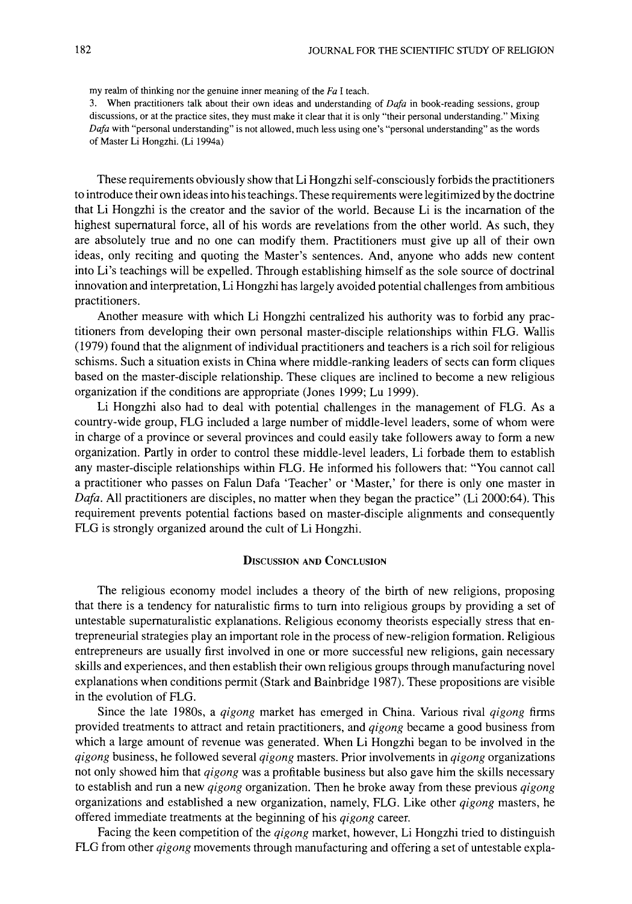my realm of thinking nor the genuine inner meaning of the *Fa* I teach.

3. When practitioners talk about their own ideas and understanding of *Dafa* in book-reading sessions, group discussions, or at the practice sites, they must make it clear that it is only "their personal understanding." Mixing *Dafa* with "personal understanding" is not allowed, much less using one's "personal understanding" as the words of Master Li Hongzhi. (Li 1994a)

These requirements obviously show that Li Hongzhi self-consciously forbids the practitioners to introduce their own ideas into his teachings. These requirements were legitimized by the doctrine that Li Hongzhi is the creator and the savior of the world. Because Li is the incarnation of the highest supernatural force, all of his words are revelations from the other world. As such, they are absolutely true and no one can modify them. Practitioners must give up all of their own ideas, only reciting and quoting the Master's sentences. And, anyone who adds new content into Li's teachings will be expelled. Through establishing himself as the sole source of doctrinal innovation and interpretation, Li Hongzhi has largely avoided potential challenges from ambitious practitioners.

Another measure with which Li Hongzhi centralized his authority was to forbid any practitioners from developing their own personal master-disciple relationships within FLG. Wallis (1979) found that the alignment of individual practitioners and teachers is a rich soil for religious schisms. Such a situation exists in China where middle-ranking leaders of sects can form cliques based on the master-disciple relationship. These cliques are inclined to become a new religious organization if the conditions are appropriate (Jones 1999; Lu 1999).

Li Hongzhi also had to deal with potential challenges in the management of FLG. As a country-wide group, FLG included a large number of middle-level leaders, some of whom were in charge of a province or several provinces and could easily take followers away to form a new organization. Partly in order to control these middle-level leaders, Li forbade them to establish any master-disciple relationships within FLG. He informed his followers that: "You cannot call a practitioner who passes on Falun Dafa 'Teacher' or 'Master,' for there is only one master in *Dafa*. All practitioners are disciples, no matter when they began the practice" (Li 2000:64). This requirement prevents potential factions based on master-disciple alignments and consequently FLG is strongly organized around the cult of Li Hongzhi.

## Discussion and Conclusion

The religious economy model includes a theory of the birth of new religions, proposing that there is a tendency for naturalistic firms to turn into religious groups by providing a set of untestable supernaturalistic explanations. Religious economy theorists especially stress that entrepreneurial strategies play an important role in the process of new-religion formation. Religious entrepreneurs are usually first involved in one or more successful new religions, gain necessary skills and experiences, and then establish their own religious groups through manufacturing novel explanations when conditions permit (Stark and Bainbridge 1987). These propositions are visible in the evolution of FLG.

Since the late 1980s, a *qigong* market has emerged in China. Various rival *qigong* firms provided treatments to attract and retain practitioners, and *qigong* became a good business from which a large amount of revenue was generated. When Li Hongzhi began to be involved in the *qigong* business, he followed several *qigong* masters. Prior involvements in *qigong* organizations not only showed him that *qigong* was a profitable business but also gave him the skills necessary to establish and run a new *qigong* organization. Then he broke away from these previous *qigong* organizations and established a new organization, namely, FLG. Like other *qigong* masters, he offered immediate treatments at the beginning of his *qigong* career.

Facing the keen competition of the *qigong* market, however, Li Hongzhi tried to distinguish FLG from other *qigong* movements through manufacturing and offering a set of untestable expla-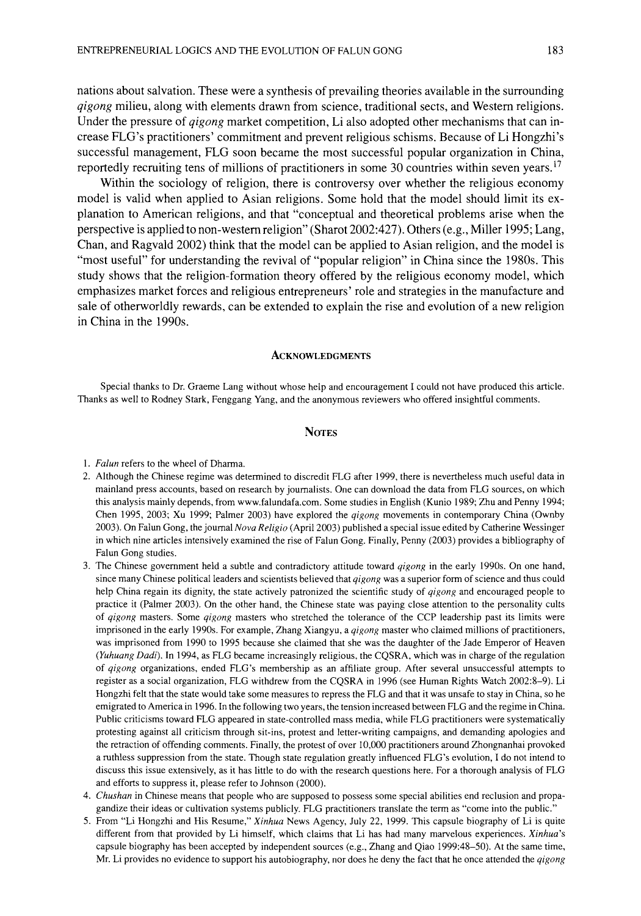nations about salvation. These were a synthesis of prevailing theories available in the surrounding *qigong* milieu, along with elements drawn from science, traditional sects, and Western religions. Under the pressure of *qigong* market competition, Li also adopted other mechanisms that can increase FLG's practitioners' commitment and prevent religious schisms. Because of Li Hongzhi's successful management, FLG soon became the most successful popular organization in China, reportedly recruiting tens of millions of practitioners in some 30 countries within seven years.[17]

Within the sociology of religion, there is controversy over whether the religious economy model is valid when applied to Asian religions. Some hold that the model should limit its explanation to American religions, and that "conceptual and theoretical problems arise when the perspective is applied to non-western religion" (Sharot 2002:427). Others (e.g., Miller 1995; Lang, Chan, and Ragvald 2002) think that the model can be applied to Asian religion, and the model is "most useful" for understanding the revival of "popular religion" in China since the 1980s. This study shows that the religion-formation theory offered by the religious economy model, which emphasizes market forces and religious entrepreneurs' role and strategies in the manufacture and sale of otherworldly rewards, can be extended to explain the rise and evolution of a new religion in China in the 1990s.

## Acknowledgments

Special thanks to Dr. Graeme Lang without whose help and encouragement I could not have produced this article. Thanks as well to Rodney Stark, Fenggang Yang, and the anonymous reviewers who offered insightful comments.

## Notes

1. *Falun* refers to the wheel of Dharma.
2. Although the Chinese regime was determined to discredit FLG after 1999, there is nevertheless much useful data in mainland press accounts, based on research by journalists. One can download the data from FLG sources, on which this analysis mainly depends, from www.falundafa.com. Some studies in English (Kunio 1989; Zhu and Penny 1994; Chen 1995, 2003; Xu 1999; Palmer 2003) have explored the *qigong* movements in contemporary China (Ownby 2003). On Falun Gong, the journal *Nova Religio* (April 2003) published a special issue edited by Catherine Wessinger in which nine articles intensively examined the rise of Falun Gong. Finally, Penny (2003) provides a bibliography of Falun Gong studies.
3. The Chinese government held a subtle and contradictory attitude toward *qigong* in the early 1990s. On one hand, since many Chinese political leaders and scientists believed that *qigong* was a superior form of science and thus could help China regain its dignity, the state actively patronized the scientific study of *qigong* and encouraged people to practice it (Palmer 2003). On the other hand, the Chinese state was paying close attention to the personality cults of *qigong* masters. Some *qigong* masters who stretched the tolerance of the CCP leadership past its limits were imprisoned in the early 1990s. For example, Zhang Xiangyu, a *qigong* master who claimed millions of practitioners, was imprisoned from 1990 to 1995 because she claimed that she was the daughter of the Jade Emperor of Heaven (*Yuhuang Dadi*). In 1994, as FLG became increasingly religious, the CQSRA, which was in charge of the regulation of *qigong* organizations, ended FLG's membership as an affiliate group. After several unsuccessful attempts to register as a social organization, FLG withdrew from the CQSRA in 1996 (see Human Rights Watch 2002:8–9). Li Hongzhi felt that the state would take some measures to repress the FLG and that it was unsafe to stay in China, so he emigrated to America in 1996. In the following two years, the tension increased between FLG and the regime in China. Public criticisms toward FLG appeared in state-controlled mass media, while FLG practitioners were systematically protesting against all criticism through sit-ins, protest and letter-writing campaigns, and demanding apologies and the retraction of offending comments. Finally, the protest of over 10,000 practitioners around Zhongnanhai provoked a ruthless suppression from the state. Though state regulation greatly influenced FLG's evolution, I do not intend to discuss this issue extensively, as it has little to do with the research questions here. For a thorough analysis of FLG and efforts to suppress it, please refer to Johnson (2000).
4. *Chushan* in Chinese means that people who are supposed to possess some special abilities end reclusion and propagandize their ideas or cultivation systems publicly. FLG practitioners translate the term as "come into the public."
5. From "Li Hongzhi and His Resume," *Xinhua* News Agency, July 22, 1999. This capsule biography of Li is quite different from that provided by Li himself, which claims that Li has had many marvelous experiences. *Xinhua*'s capsule biography has been accepted by independent sources (e.g., Zhang and Qiao 1999:48–50). At the same time, Mr. Li provides no evidence to support his autobiography, nor does he deny the fact that he once attended the *qigong*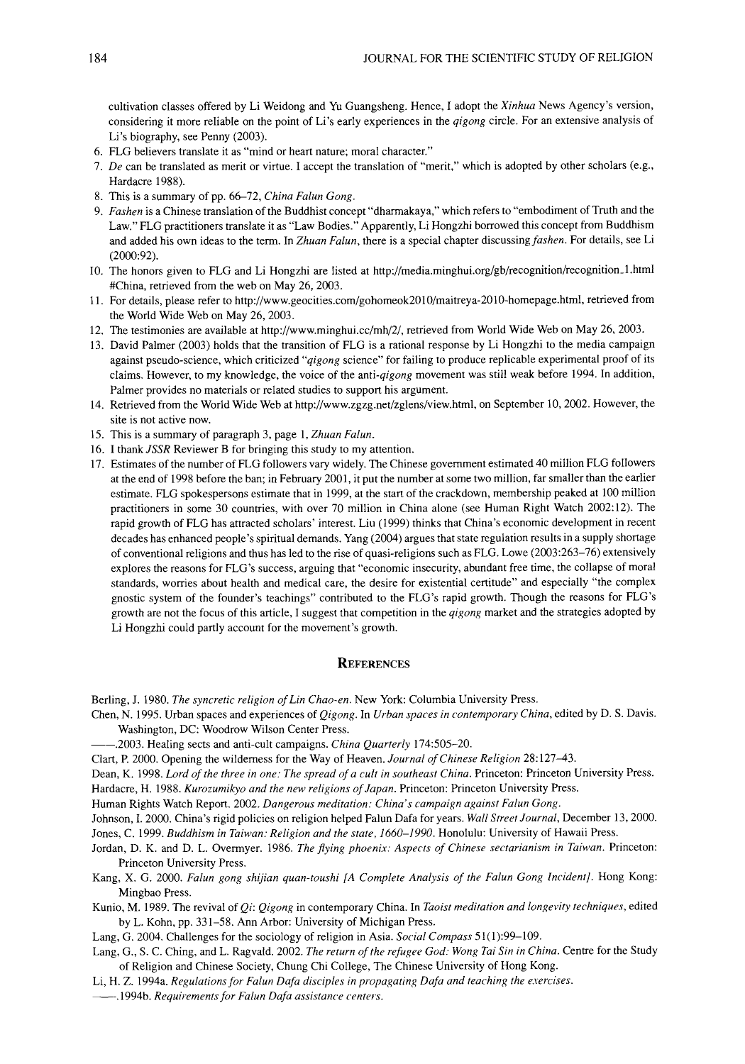cultivation classes offered by Li Weidong and Yu Guangsheng. Hence, I adopt the *Xinhua* News Agency's version, considering it more reliable on the point of Li's early experiences in the *qigong* circle. For an extensive analysis of Li's biography, see Penny (2003).

6. FLG believers translate it as "mind or heart nature; moral character."
7. *De* can be translated as merit or virtue. I accept the translation of "merit," which is adopted by other scholars (e.g., Hardacre 1988).
8. This is a summary of pp. 66–72, *China Falun Gong*.
9. *Fashen* is a Chinese translation of the Buddhist concept "dharmakaya," which refers to "embodiment of Truth and the Law." FLG practitioners translate it as "Law Bodies." Apparently, Li Hongzhi borrowed this concept from Buddhism and added his own ideas to the term. In *Zhuan Falun*, there is a special chapter discussing *fashen*. For details, see Li (2000:92).
10. The honors given to FLG and Li Hongzhi are listed at http://media.minghui.org/gb/recognition/recognition_1.html #China, retrieved from the web on May 26, 2003.
11. For details, please refer to http://www.geocities.com/gohomeok2010/maitreya-2010-homepage.html, retrieved from the World Wide Web on May 26, 2003.
12. The testimonies are available at http://www.minghui.cc/mh/2/, retrieved from World Wide Web on May 26, 2003.
13. David Palmer (2003) holds that the transition of FLG is a rational response by Li Hongzhi to the media campaign against pseudo-science, which criticized "*qigong* science" for failing to produce replicable experimental proof of its claims. However, to my knowledge, the voice of the anti-*qigong* movement was still weak before 1994. In addition, Palmer provides no materials or related studies to support his argument.
14. Retrieved from the World Wide Web at http://www.zgzg.net/zglens/view.html, on September 10, 2002. However, the site is not active now.
15. This is a summary of paragraph 3, page 1, *Zhuan Falun*.
16. I thank *JSSR* Reviewer B for bringing this study to my attention.
17. Estimates of the number of FLG followers vary widely. The Chinese government estimated 40 million FLG followers at the end of 1998 before the ban; in February 2001, it put the number at some two million, far smaller than the earlier estimate. FLG spokespersons estimate that in 1999, at the start of the crackdown, membership peaked at 100 million practitioners in some 30 countries, with over 70 million in China alone (see Human Right Watch 2002:12). The rapid growth of FLG has attracted scholars' interest. Liu (1999) thinks that China's economic development in recent decades has enhanced people's spiritual demands. Yang (2004) argues that state regulation results in a supply shortage of conventional religions and thus has led to the rise of quasi-religions such as FLG. Lowe (2003:263–76) extensively explores the reasons for FLG's success, arguing that "economic insecurity, abundant free time, the collapse of moral standards, worries about health and medical care, the desire for existential certitude" and especially "the complex gnostic system of the founder's teachings" contributed to the FLG's rapid growth. Though the reasons for FLG's growth are not the focus of this article, I suggest that competition in the *qigong* market and the strategies adopted by Li Hongzhi could partly account for the movement's growth.

## References

Berling, J. 1980. *The syncretic religion of Lin Chao-en*. New York: Columbia University Press.

Chen, N. 1995. Urban spaces and experiences of *Qigong*. In *Urban spaces in contemporary China*, edited by D. S. Davis. Washington, DC: Woodrow Wilson Center Press.

——.2003. Healing sects and anti-cult campaigns. *China Quarterly* 174:505–20.

Clart, P. 2000. Opening the wilderness for the Way of Heaven. *Journal of Chinese Religion* 28:127–43.

Dean, K. 1998. *Lord of the three in one: The spread of a cult in southeast China*. Princeton: Princeton University Press.

Hardacre, H. 1988. *Kurozumikyo and the new religions of Japan*. Princeton: Princeton University Press.

Human Rights Watch Report. 2002. *Dangerous meditation: China's campaign against Falun Gong*.

Johnson, I. 2000. China's rigid policies on religion helped Falun Dafa for years. *Wall Street Journal*, December 13, 2000.

Jones, C. 1999. *Buddhism in Taiwan: Religion and the state, 1660–1990*. Honolulu: University of Hawaii Press.

Jordan, D. K. and D. L. Overmyer. 1986. *The flying phoenix: Aspects of Chinese sectarianism in Taiwan*. Princeton: Princeton University Press.

Kang, X. G. 2000. *Falun gong shijian quan-toushi [A Complete Analysis of the Falun Gong Incident]*. Hong Kong: Mingbao Press.

Kunio, M. 1989. The revival of *Qi*: *Qigong* in contemporary China. In *Taoist meditation and longevity techniques*, edited by L. Kohn, pp. 331–58. Ann Arbor: University of Michigan Press.

Lang, G. 2004. Challenges for the sociology of religion in Asia. *Social Compass* 51(1):99–109.

Lang, G., S. C. Ching, and L. Ragvald. 2002. *The return of the refugee God: Wong Tai Sin in China*. Centre for the Study of Religion and Chinese Society, Chung Chi College, The Chinese University of Hong Kong.

Li, H. Z. 1994a. *Regulations for Falun Dafa disciples in propagating Dafa and teaching the exercises*.

——.1994b. *Requirements for Falun Dafa assistance centers*.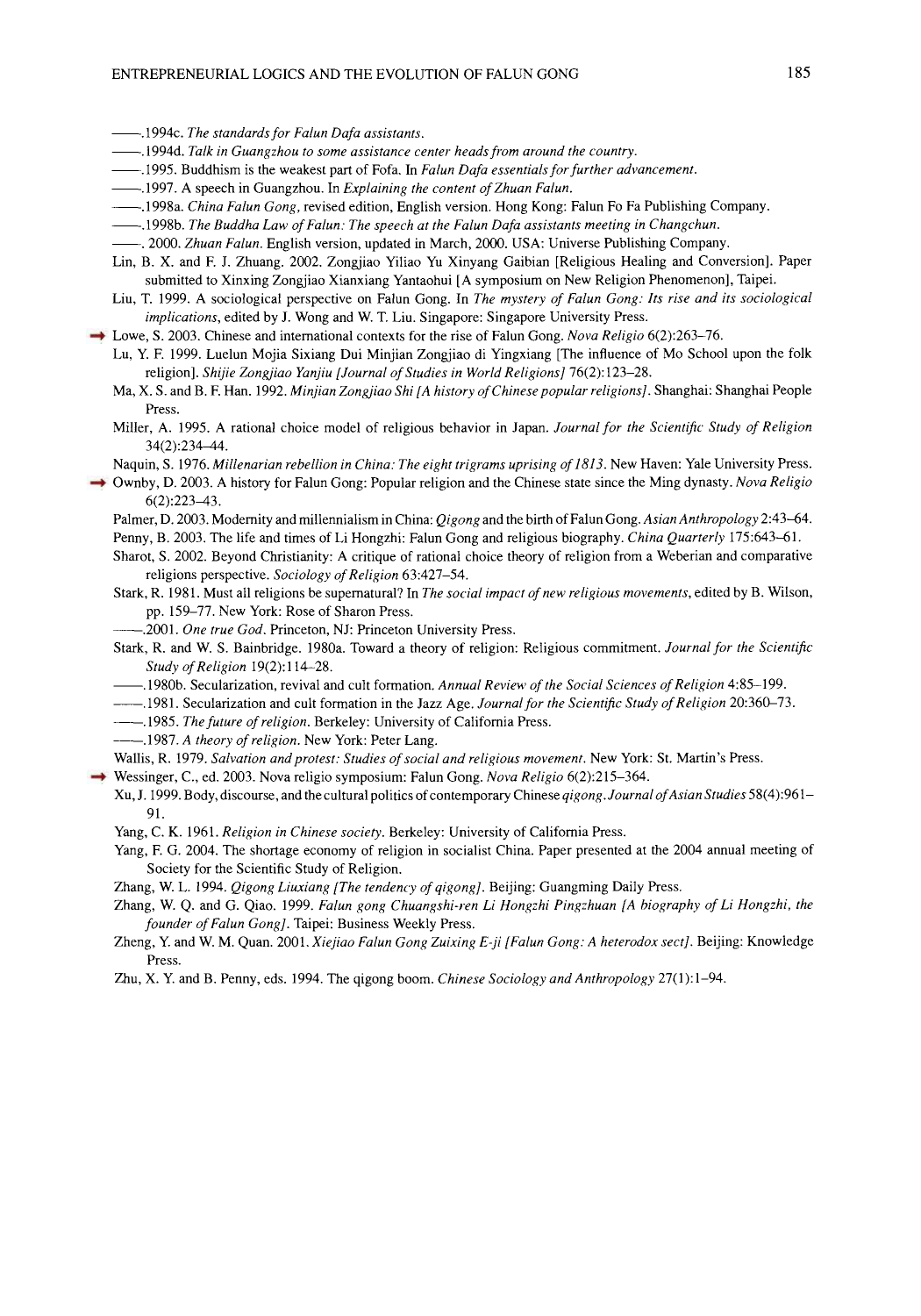——.1994c. *The standards for Falun Dafa assistants.*

——.1994d. *Talk in Guangzhou to some assistance center heads from around the country.*

——.1995. Buddhism is the weakest part of Fofa. In *Falun Dafa essentials for further advancement.*

——.1997. A speech in Guangzhou. In *Explaining the content of Zhuan Falun.*

——.1998a. *China Falun Gong*, revised edition, English version. Hong Kong: Falun Fo Fa Publishing Company.

——.1998b. *The Buddha Law of Falun: The speech at the Falun Dafa assistants meeting in Changchun.*

——. 2000. *Zhuan Falun.* English version, updated in March, 2000. USA: Universe Publishing Company.

Lin, B. X. and F. J. Zhuang. 2002. Zongjiao Yiliao Yu Xinyang Gaibian [Religious Healing and Conversion]. Paper submitted to Xinxing Zongjiao Xianxiang Yantaohui [A symposium on New Religion Phenomenon], Taipei.

Liu, T. 1999. A sociological perspective on Falun Gong. In *The mystery of Falun Gong: Its rise and its sociological implications*, edited by J. Wong and W. T. Liu. Singapore: Singapore University Press.

→ Lowe, S. 2003. Chinese and international contexts for the rise of Falun Gong. *Nova Religio* 6(2):263–76.

Lu, Y. F. 1999. Luelun Mojia Sixiang Dui Minjian Zongjiao di Yingxiang [The influence of Mo School upon the folk religion]. *Shijie Zongjiao Yanjiu [Journal of Studies in World Religions]* 76(2):123–28.

Ma, X. S. and B. F. Han. 1992. *Minjian Zongjiao Shi [A history of Chinese popular religions]*. Shanghai: Shanghai People Press.

Miller, A. 1995. A rational choice model of religious behavior in Japan. *Journal for the Scientific Study of Religion* 34(2):234–44.

Naquin, S. 1976. *Millenarian rebellion in China: The eight trigrams uprising of 1813*. New Haven: Yale University Press.

→ Ownby, D. 2003. A history for Falun Gong: Popular religion and the Chinese state since the Ming dynasty. *Nova Religio* 6(2):223–43.

Palmer, D. 2003. Modernity and millennialism in China: *Qigong* and the birth of Falun Gong. *Asian Anthropology* 2:43–64.

Penny, B. 2003. The life and times of Li Hongzhi: Falun Gong and religious biography. *China Quarterly* 175:643–61.

Sharot, S. 2002. Beyond Christianity: A critique of rational choice theory of religion from a Weberian and comparative religions perspective. *Sociology of Religion* 63:427–54.

Stark, R. 1981. Must all religions be supernatural? In *The social impact of new religious movements*, edited by B. Wilson, pp. 159–77. New York: Rose of Sharon Press.

——.2001. *One true God*. Princeton, NJ: Princeton University Press.

Stark, R. and W. S. Bainbridge. 1980a. Toward a theory of religion: Religious commitment. *Journal for the Scientific Study of Religion* 19(2):114–28.

——.1980b. Secularization, revival and cult formation. *Annual Review of the Social Sciences of Religion* 4:85–199.

——.1981. Secularization and cult formation in the Jazz Age. *Journal for the Scientific Study of Religion* 20:360–73.

——.1985. *The future of religion*. Berkeley: University of California Press.

——.1987. *A theory of religion*. New York: Peter Lang.

Wallis, R. 1979. *Salvation and protest: Studies of social and religious movement*. New York: St. Martin's Press.

→ Wessinger, C., ed. 2003. Nova religio symposium: Falun Gong. *Nova Religio* 6(2):215–364.

Xu, J. 1999. Body, discourse, and the cultural politics of contemporary Chinese *qigong*. *Journal of Asian Studies* 58(4):961–91.

Yang, C. K. 1961. *Religion in Chinese society*. Berkeley: University of California Press.

Yang, F. G. 2004. The shortage economy of religion in socialist China. Paper presented at the 2004 annual meeting of Society for the Scientific Study of Religion.

Zhang, W. L. 1994. *Qigong Liuxiang [The tendency of qigong]*. Beijing: Guangming Daily Press.

Zhang, W. Q. and G. Qiao. 1999. *Falun gong Chuangshi-ren Li Hongzhi Pingzhuan [A biography of Li Hongzhi, the founder of Falun Gong]*. Taipei: Business Weekly Press.

Zheng, Y. and W. M. Quan. 2001. *Xiejiao Falun Gong Zuixing E-ji [Falun Gong: A heterodox sect]*. Beijing: Knowledge Press.

Zhu, X. Y. and B. Penny, eds. 1994. The qigong boom. *Chinese Sociology and Anthropology* 27(1):1–94.